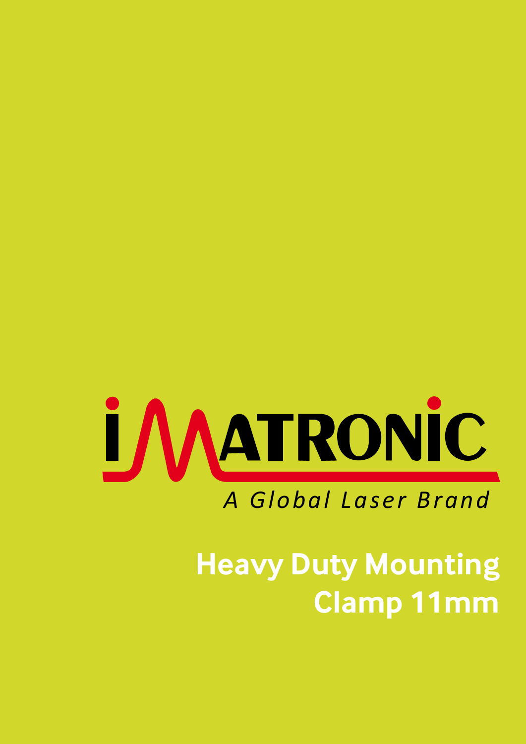IMATRONIC

*A Global Laser Brand*

# Heavy Duty Mounting Clamp 11mm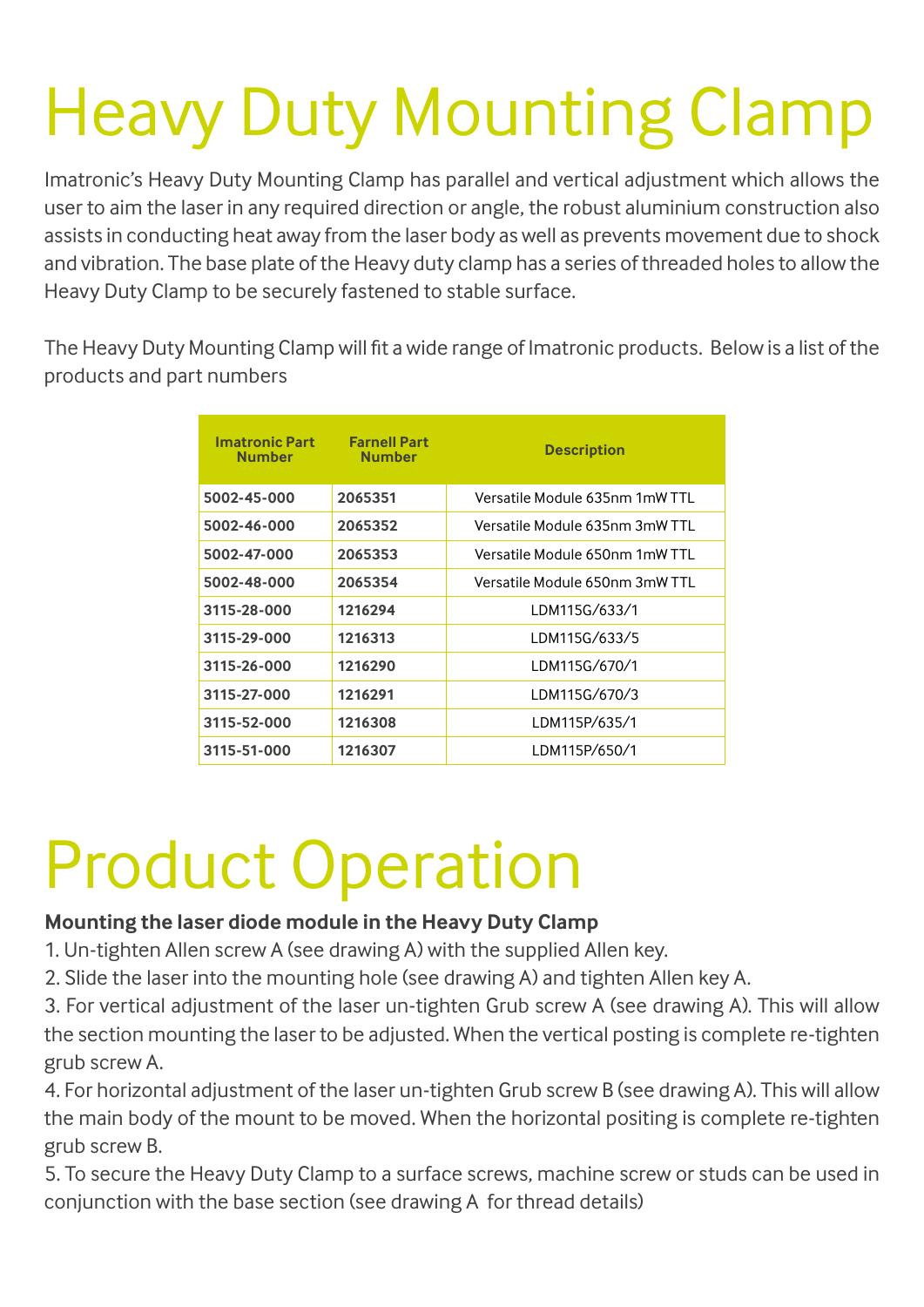# Heavy Duty Mounting Clamp

Imatronic's Heavy Duty Mounting Clamp has parallel and vertical adjustment which allows the user to aim the laser in any required direction or angle, the robust aluminium construction also assists in conducting heat away from the laser body as well as prevents movement due to shock and vibration. The base plate of the Heavy duty clamp has a series of threaded holes to allow the Heavy Duty Clamp to be securely fastened to stable surface.

The Heavy Duty Mounting Clamp will fit a wide range of Imatronic products. Below is a list of the products and part numbers

| Imatronic Part Number | Farnell Part Number | Description |
|---|---|---|
| **5002-45-000** | **2065351** | Versatile Module 635nm 1mW TTL |
| **5002-46-000** | **2065352** | Versatile Module 635nm 3mW TTL |
| **5002-47-000** | **2065353** | Versatile Module 650nm 1mW TTL |
| **5002-48-000** | **2065354** | Versatile Module 650nm 3mW TTL |
| **3115-28-000** | **1216294** | LDM115G/633/1 |
| **3115-29-000** | **1216313** | LDM115G/633/5 |
| **3115-26-000** | **1216290** | LDM115G/670/1 |
| **3115-27-000** | **1216291** | LDM115G/670/3 |
| **3115-52-000** | **1216308** | LDM115P/635/1 |
| **3115-51-000** | **1216307** | LDM115P/650/1 |

# Product Operation

**Mounting the laser diode module in the Heavy Duty Clamp**

1. Un-tighten Allen screw A (see drawing A) with the supplied Allen key.
2. Slide the laser into the mounting hole (see drawing A) and tighten Allen key A.
3. For vertical adjustment of the laser un-tighten Grub screw A (see drawing A). This will allow the section mounting the laser to be adjusted. When the vertical posting is complete re-tighten grub screw A.
4. For horizontal adjustment of the laser un-tighten Grub screw B (see drawing A). This will allow the main body of the mount to be moved. When the horizontal positing is complete re-tighten grub screw B.
5. To secure the Heavy Duty Clamp to a surface screws, machine screw or studs can be used in conjunction with the base section (see drawing A for thread details)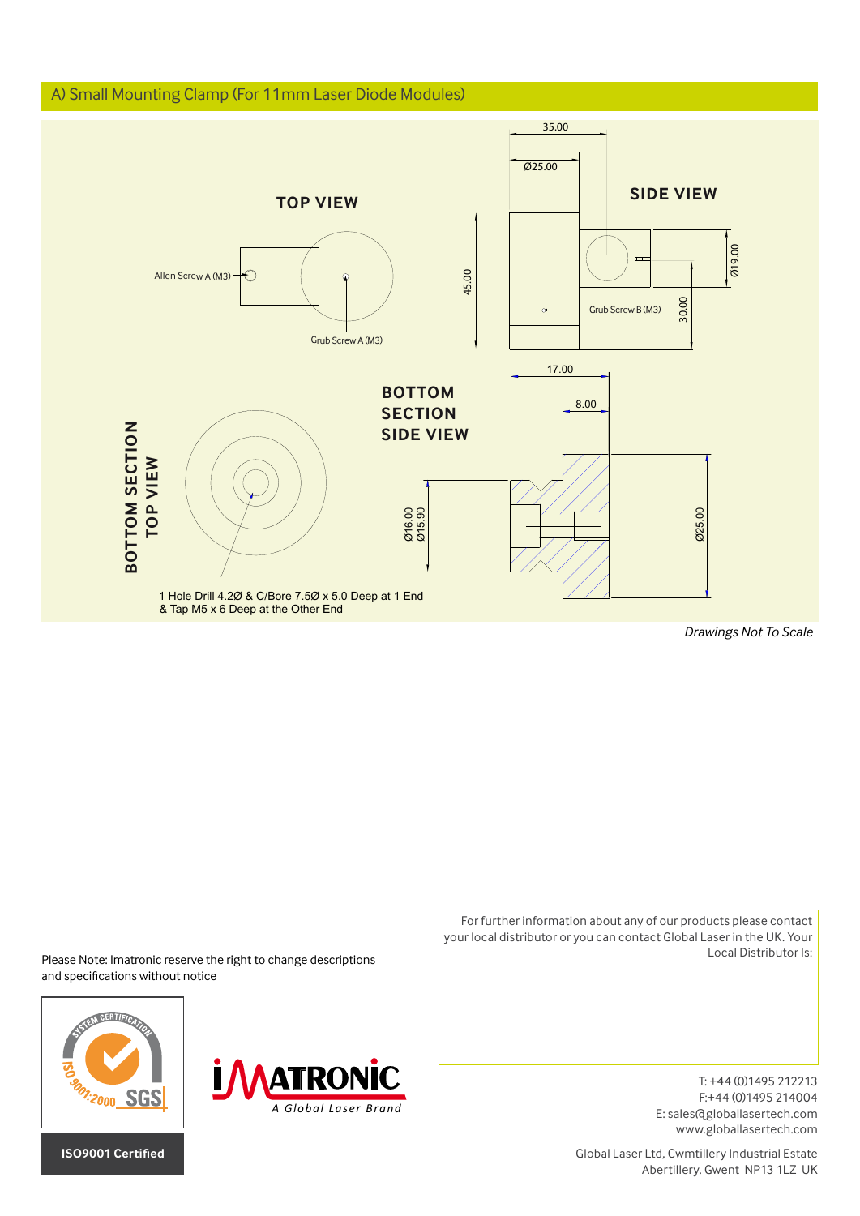## A) Small Mounting Clamp (For 11mm Laser Diode Modules)

TOP VIEW

Allen Screw A (M3)

Grub Screw A (M3)

SIDE VIEW

35.00

Ø25.00

45.00

Ø19.00

30.00

Grub Screw B (M3)

BOTTOM SECTION TOP VIEW

BOTTOM SECTION SIDE VIEW

17.00

8.00

Ø16.00

Ø15.90

Ø25.00

1 Hole Drill 4.2Ø & C/Bore 7.5Ø x 5.0 Deep at 1 End
& Tap M5 x 6 Deep at the Other End

*Drawings Not To Scale*

Please Note: Imatronic reserve the right to change descriptions and specifications without notice

For further information about any of our products please contact your local distributor or you can contact Global Laser in the UK. Your Local Distributor Is:

**ISO9001 Certified**

IMATRONIC
A Global Laser Brand

T: +44 (0)1495 212213
F:+44 (0)1495 214004
E: sales@globallasertech.com
www.globallasertech.com

Global Laser Ltd, Cwmtillery Industrial Estate
Abertillery. Gwent NP13 1LZ UK